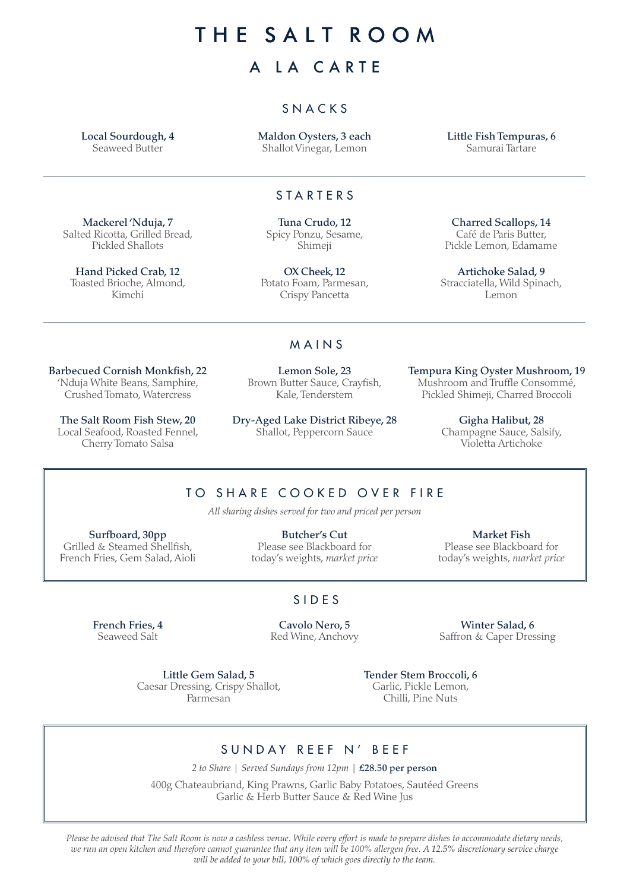# THE SALT ROOM

## A LA CARTE

### SNACKS

**Local Sourdough, 4**
Seaweed Butter

**Maldon Oysters, 3 each**
Shallot Vinegar, Lemon

**Little Fish Tempuras, 6**
Samurai Tartare

---

### STARTERS

**Mackerel 'Nduja, 7**
Salted Ricotta, Grilled Bread, Pickled Shallots

**Tuna Crudo, 12**
Spicy Ponzu, Sesame, Shimeji

**Charred Scallops, 14**
Café de Paris Butter, Pickle Lemon, Edamame

**Hand Picked Crab, 12**
Toasted Brioche, Almond, Kimchi

**OX Cheek, 12**
Potato Foam, Parmesan, Crispy Pancetta

**Artichoke Salad, 9**
Stracciatella, Wild Spinach, Lemon

---

### MAINS

**Barbecued Cornish Monkfish, 22**
'Nduja White Beans, Samphire, Crushed Tomato, Watercress

**Lemon Sole, 23**
Brown Butter Sauce, Crayfish, Kale, Tenderstem

**Tempura King Oyster Mushroom, 19**
Mushroom and Truffle Consommé, Pickled Shimeji, Charred Broccoli

**The Salt Room Fish Stew, 20**
Local Seafood, Roasted Fennel, Cherry Tomato Salsa

**Dry-Aged Lake District Ribeye, 28**
Shallot, Peppercorn Sauce

**Gigha Halibut, 28**
Champagne Sauce, Salsify, Violetta Artichoke

### TO SHARE COOKED OVER FIRE

*All sharing dishes served for two and priced per person*

**Surfboard, 30pp**
Grilled & Steamed Shellfish, French Fries, Gem Salad, Aioli

**Butcher's Cut**
Please see Blackboard for today's weights, *market price*

**Market Fish**
Please see Blackboard for today's weights, *market price*

### SIDES

**French Fries, 4**
Seaweed Salt

**Cavolo Nero, 5**
Red Wine, Anchovy

**Winter Salad, 6**
Saffron & Caper Dressing

**Little Gem Salad, 5**
Caesar Dressing, Crispy Shallot, Parmesan

**Tender Stem Broccoli, 6**
Garlic, Pickle Lemon, Chilli, Pine Nuts

### SUNDAY REEF N' BEEF

*2 to Share | Served Sundays from 12pm |* **£28.50 per person**

400g Chateaubriand, King Prawns, Garlic Baby Potatoes, Sautéed Greens
Garlic & Herb Butter Sauce & Red Wine Jus

*Please be advised that The Salt Room is now a cashless venue. While every effort is made to prepare dishes to accommodate dietary needs, we run an open kitchen and therefore cannot guarantee that any item will be 100% allergen free. A 12.5% discretionary service charge will be added to your bill, 100% of which goes directly to the team.*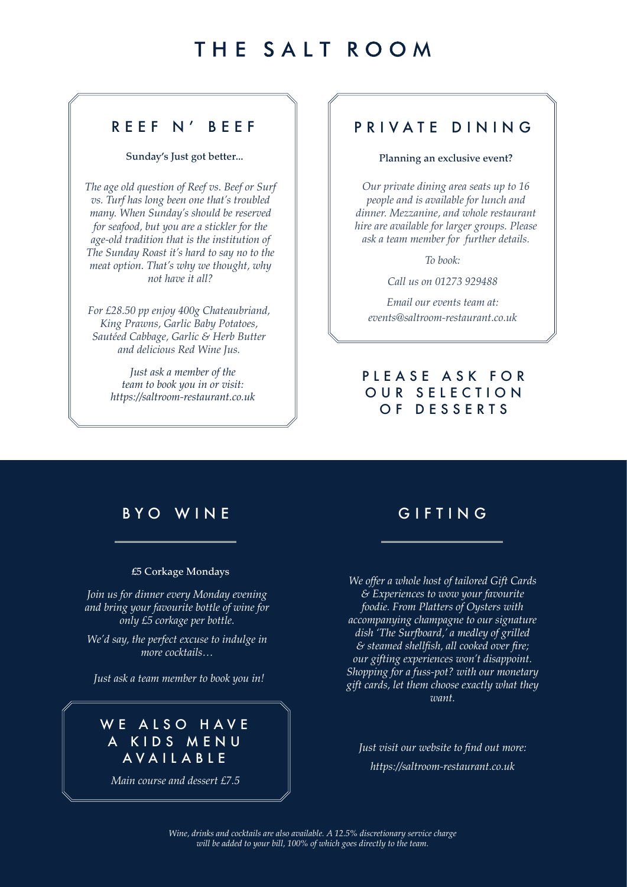# THE SALT ROOM

## REEF N' BEEF

**Sunday's Just got better...**

*The age old question of Reef vs. Beef or Surf vs. Turf has long been one that's troubled many. When Sunday's should be reserved for seafood, but you are a stickler for the age-old tradition that is the institution of The Sunday Roast it's hard to say no to the meat option. That's why we thought, why not have it all?*

*For £28.50 pp enjoy 400g Chateaubriand, King Prawns, Garlic Baby Potatoes, Sautéed Cabbage, Garlic & Herb Butter and delicious Red Wine Jus.*

*Just ask a member of the team to book you in or visit: https://saltroom-restaurant.co.uk*

## PRIVATE DINING

**Planning an exclusive event?**

*Our private dining area seats up to 16 people and is available for lunch and dinner. Mezzanine, and whole restaurant hire are available for larger groups. Please ask a team member for further details.*

*To book:*

*Call us on 01273 929488*

*Email our events team at: events@saltroom-restaurant.co.uk*

## PLEASE ASK FOR OUR SELECTION OF DESSERTS

## BYO WINE

**£5 Corkage Mondays**

*Join us for dinner every Monday evening and bring your favourite bottle of wine for only £5 corkage per bottle.*

*We'd say, the perfect excuse to indulge in more cocktails…*

*Just ask a team member to book you in!*

## WE ALSO HAVE A KIDS MENU AVAILABLE

*Main course and dessert £7.5*

## GIFTING

*We offer a whole host of tailored Gift Cards & Experiences to wow your favourite foodie. From Platters of Oysters with accompanying champagne to our signature dish 'The Surfboard,' a medley of grilled & steamed shellfish, all cooked over fire; our gifting experiences won't disappoint. Shopping for a fuss-pot? with our monetary gift cards, let them choose exactly what they want.*

*Just visit our website to find out more: https://saltroom-restaurant.co.uk*

*Wine, drinks and cocktails are also available. A 12.5% discretionary service charge will be added to your bill, 100% of which goes directly to the team.*